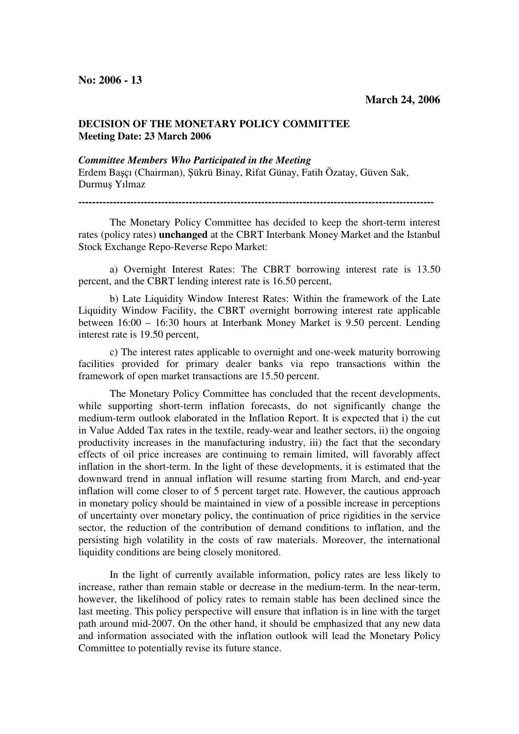**No: 2006 - 13**

**March 24, 2006**

**DECISION OF THE MONETARY POLICY COMMITTEE**
**Meeting Date: 23 March 2006**

***Committee Members Who Participated in the Meeting***
Erdem Başçı (Chairman), Şükrü Binay, Rifat Günay, Fatih Özatay, Güven Sak, Durmuş Yılmaz

---

The Monetary Policy Committee has decided to keep the short-term interest rates (policy rates) **unchanged** at the CBRT Interbank Money Market and the Istanbul Stock Exchange Repo-Reverse Repo Market:

a) Overnight Interest Rates: The CBRT borrowing interest rate is 13.50 percent, and the CBRT lending interest rate is 16.50 percent,

b) Late Liquidity Window Interest Rates: Within the framework of the Late Liquidity Window Facility, the CBRT overnight borrowing interest rate applicable between 16:00 – 16:30 hours at Interbank Money Market is 9.50 percent. Lending interest rate is 19.50 percent,

c) The interest rates applicable to overnight and one-week maturity borrowing facilities provided for primary dealer banks via repo transactions within the framework of open market transactions are 15.50 percent.

The Monetary Policy Committee has concluded that the recent developments, while supporting short-term inflation forecasts, do not significantly change the medium-term outlook elaborated in the Inflation Report. It is expected that i) the cut in Value Added Tax rates in the textile, ready-wear and leather sectors, ii) the ongoing productivity increases in the manufacturing industry, iii) the fact that the secondary effects of oil price increases are continuing to remain limited, will favorably affect inflation in the short-term. In the light of these developments, it is estimated that the downward trend in annual inflation will resume starting from March, and end-year inflation will come closer to of 5 percent target rate. However, the cautious approach in monetary policy should be maintained in view of a possible increase in perceptions of uncertainty over monetary policy, the continuation of price rigidities in the service sector, the reduction of the contribution of demand conditions to inflation, and the persisting high volatility in the costs of raw materials. Moreover, the international liquidity conditions are being closely monitored.

In the light of currently available information, policy rates are less likely to increase, rather than remain stable or decrease in the medium-term. In the near-term, however, the likelihood of policy rates to remain stable has been declined since the last meeting. This policy perspective will ensure that inflation is in line with the target path around mid-2007. On the other hand, it should be emphasized that any new data and information associated with the inflation outlook will lead the Monetary Policy Committee to potentially revise its future stance.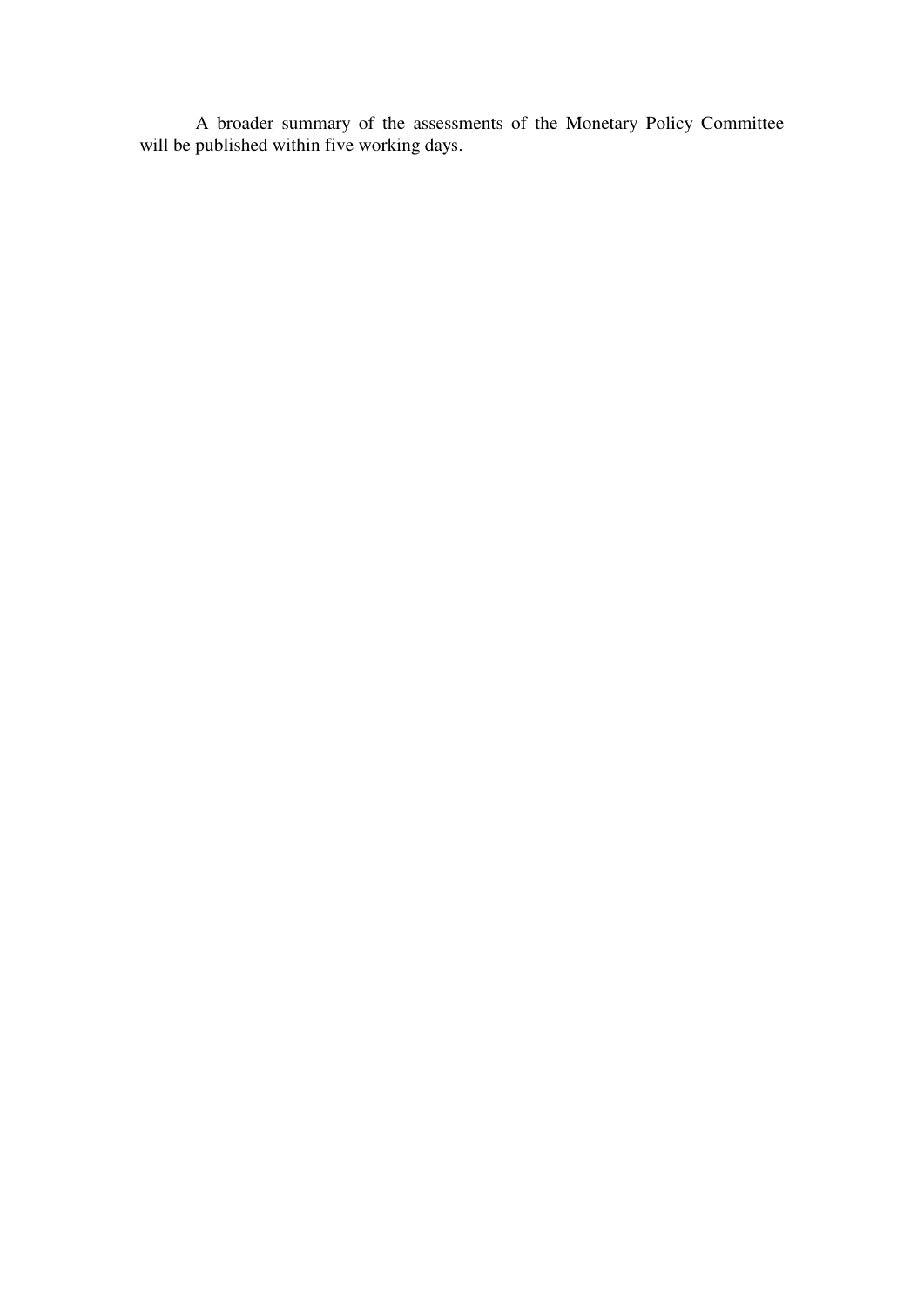A broader summary of the assessments of the Monetary Policy Committee will be published within five working days.